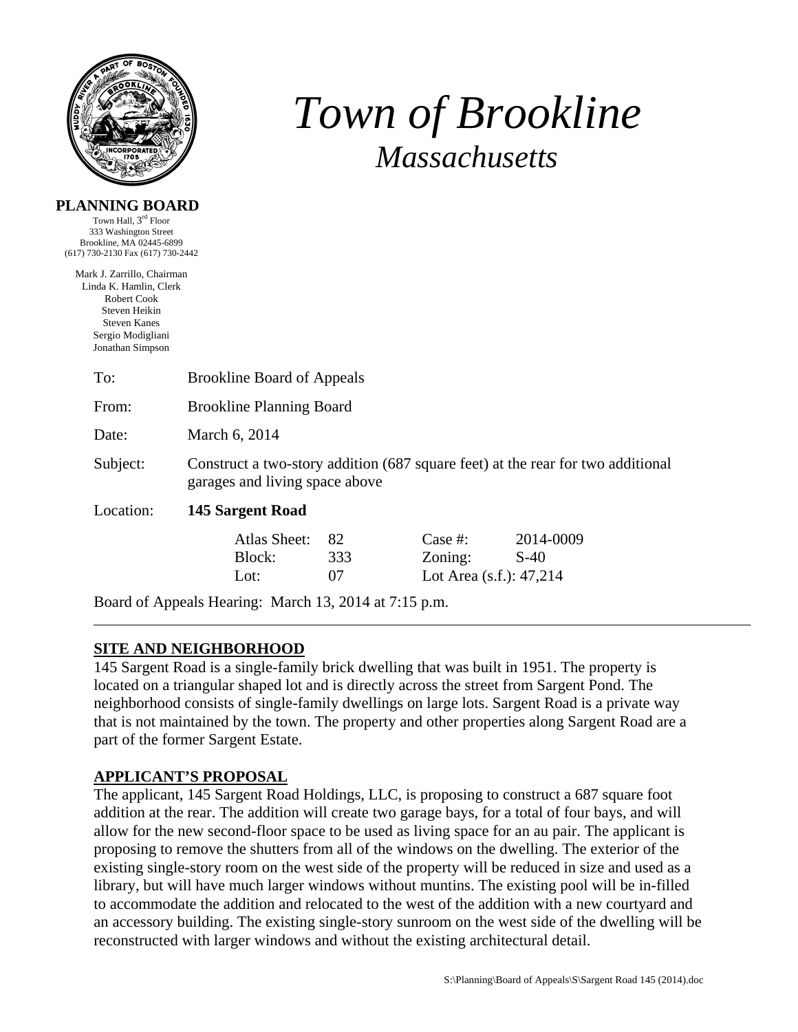# *Town of Brookline*

## *Massachusetts*

**PLANNING BOARD**

Town Hall, 3rd Floor
333 Washington Street
Brookline, MA 02445-6899
(617) 730-2130 Fax (617) 730-2442

Mark J. Zarrillo, Chairman
Linda K. Hamlin, Clerk
Robert Cook
Steven Heikin
Steven Kanes
Sergio Modigliani
Jonathan Simpson

To: Brookline Board of Appeals

From: Brookline Planning Board

Date: March 6, 2014

Subject: Construct a two-story addition (687 square feet) at the rear for two additional garages and living space above

Location: **145 Sargent Road**

| Atlas Sheet: | 82 | Case #: | 2014-0009 |
|---|---|---|---|
| Block: | 333 | Zoning: | S-40 |
| Lot: | 07 | Lot Area (s.f.): 47,214 | |

Board of Appeals Hearing: March 13, 2014 at 7:15 p.m.

---

**SITE AND NEIGHBORHOOD**

145 Sargent Road is a single-family brick dwelling that was built in 1951. The property is located on a triangular shaped lot and is directly across the street from Sargent Pond. The neighborhood consists of single-family dwellings on large lots. Sargent Road is a private way that is not maintained by the town. The property and other properties along Sargent Road are a part of the former Sargent Estate.

**APPLICANT'S PROPOSAL**

The applicant, 145 Sargent Road Holdings, LLC, is proposing to construct a 687 square foot addition at the rear. The addition will create two garage bays, for a total of four bays, and will allow for the new second-floor space to be used as living space for an au pair. The applicant is proposing to remove the shutters from all of the windows on the dwelling. The exterior of the existing single-story room on the west side of the property will be reduced in size and used as a library, but will have much larger windows without muntins. The existing pool will be in-filled to accommodate the addition and relocated to the west of the addition with a new courtyard and an accessory building. The existing single-story sunroom on the west side of the dwelling will be reconstructed with larger windows and without the existing architectural detail.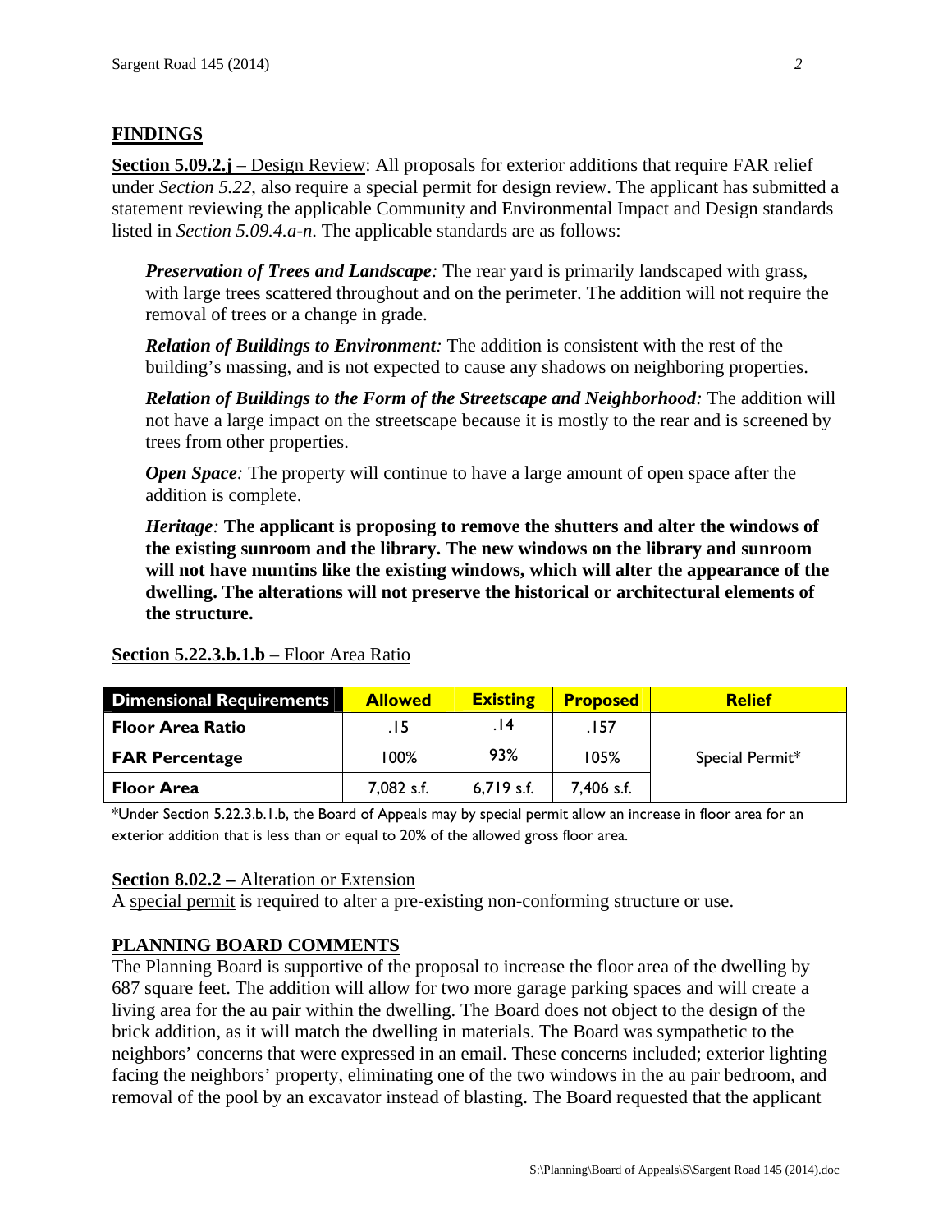## FINDINGS

**Section 5.09.2.j** – Design Review: All proposals for exterior additions that require FAR relief under *Section 5.22*, also require a special permit for design review. The applicant has submitted a statement reviewing the applicable Community and Environmental Impact and Design standards listed in *Section 5.09.4.a-n*. The applicable standards are as follows:

> ***Preservation of Trees and Landscape:*** The rear yard is primarily landscaped with grass, with large trees scattered throughout and on the perimeter. The addition will not require the removal of trees or a change in grade.
>
> ***Relation of Buildings to Environment:*** The addition is consistent with the rest of the building's massing, and is not expected to cause any shadows on neighboring properties.
>
> ***Relation of Buildings to the Form of the Streetscape and Neighborhood:*** The addition will not have a large impact on the streetscape because it is mostly to the rear and is screened by trees from other properties.
>
> ***Open Space:*** The property will continue to have a large amount of open space after the addition is complete.
>
> ***Heritage:*** **The applicant is proposing to remove the shutters and alter the windows of the existing sunroom and the library. The new windows on the library and sunroom will not have muntins like the existing windows, which will alter the appearance of the dwelling. The alterations will not preserve the historical or architectural elements of the structure.**

**Section 5.22.3.b.1.b** – Floor Area Ratio

| Dimensional Requirements | Allowed | Existing | Proposed | Relief |
|---|---|---|---|---|
| Floor Area Ratio | .15 | .14 | .157 | Special Permit* |
| FAR Percentage | 100% | 93% | 105% | |
| Floor Area | 7,082 s.f. | 6,719 s.f. | 7,406 s.f. | |

*Under Section 5.22.3.b.1.b, the Board of Appeals may by special permit allow an increase in floor area for an exterior addition that is less than or equal to 20% of the allowed gross floor area.

**Section 8.02.2 –** Alteration or Extension
A special permit is required to alter a pre-existing non-conforming structure or use.

## PLANNING BOARD COMMENTS

The Planning Board is supportive of the proposal to increase the floor area of the dwelling by 687 square feet. The addition will allow for two more garage parking spaces and will create a living area for the au pair within the dwelling. The Board does not object to the design of the brick addition, as it will match the dwelling in materials. The Board was sympathetic to the neighbors' concerns that were expressed in an email. These concerns included; exterior lighting facing the neighbors' property, eliminating one of the two windows in the au pair bedroom, and removal of the pool by an excavator instead of blasting. The Board requested that the applicant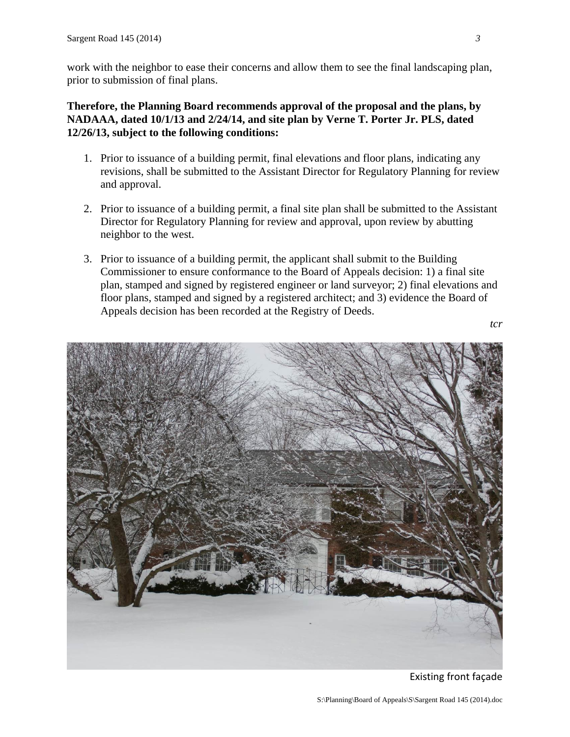work with the neighbor to ease their concerns and allow them to see the final landscaping plan, prior to submission of final plans.

**Therefore, the Planning Board recommends approval of the proposal and the plans, by NADAAA, dated 10/1/13 and 2/24/14, and site plan by Verne T. Porter Jr. PLS, dated 12/26/13, subject to the following conditions:**

1. Prior to issuance of a building permit, final elevations and floor plans, indicating any revisions, shall be submitted to the Assistant Director for Regulatory Planning for review and approval.

2. Prior to issuance of a building permit, a final site plan shall be submitted to the Assistant Director for Regulatory Planning for review and approval, upon review by abutting neighbor to the west.

3. Prior to issuance of a building permit, the applicant shall submit to the Building Commissioner to ensure conformance to the Board of Appeals decision: 1) a final site plan, stamped and signed by registered engineer or land surveyor; 2) final elevations and floor plans, stamped and signed by a registered architect; and 3) evidence the Board of Appeals decision has been recorded at the Registry of Deeds.

*tcr*

Existing front façade

S:\Planning\Board of Appeals\S\Sargent Road 145 (2014).doc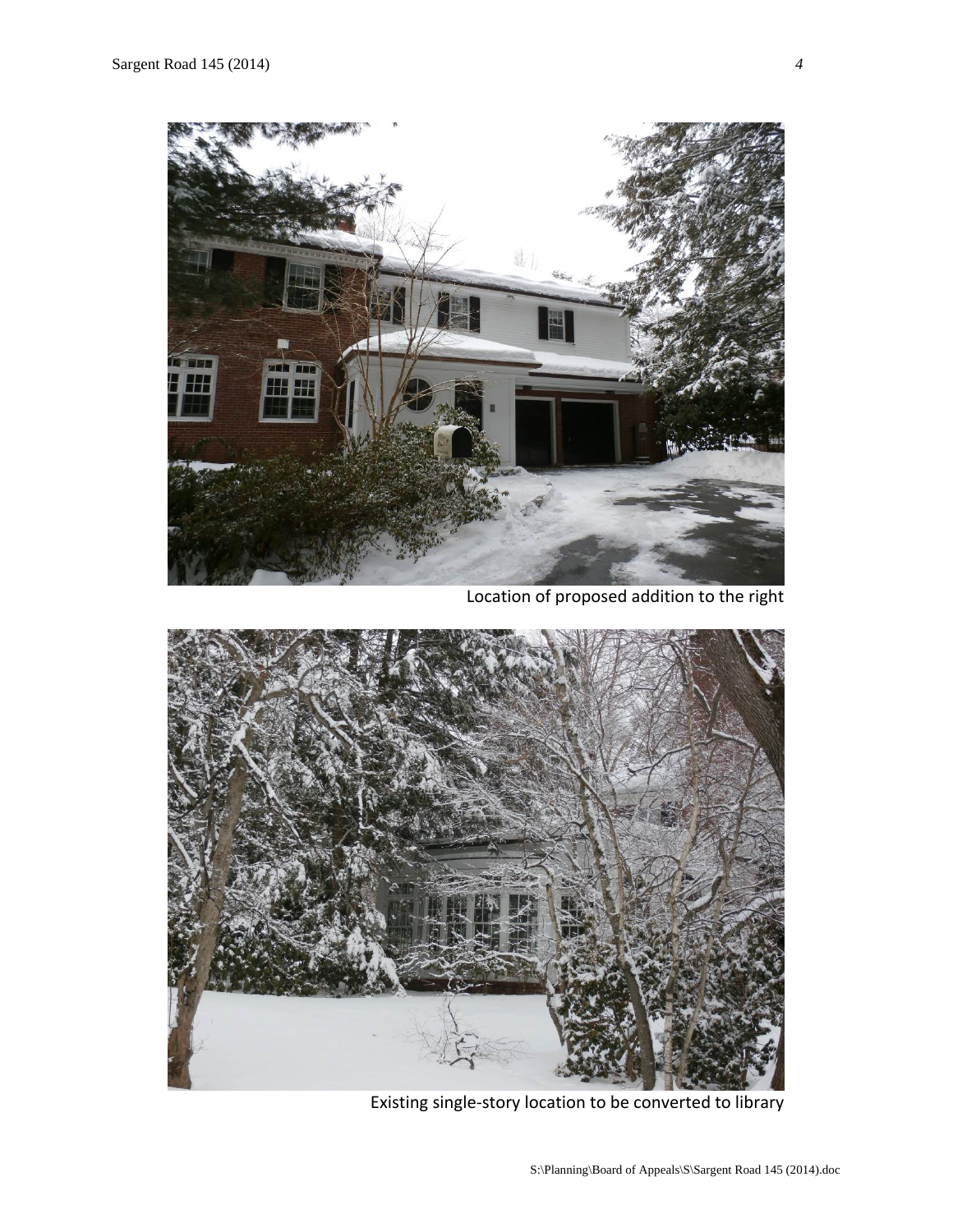Location of proposed addition to the right

Existing single-story location to be converted to library